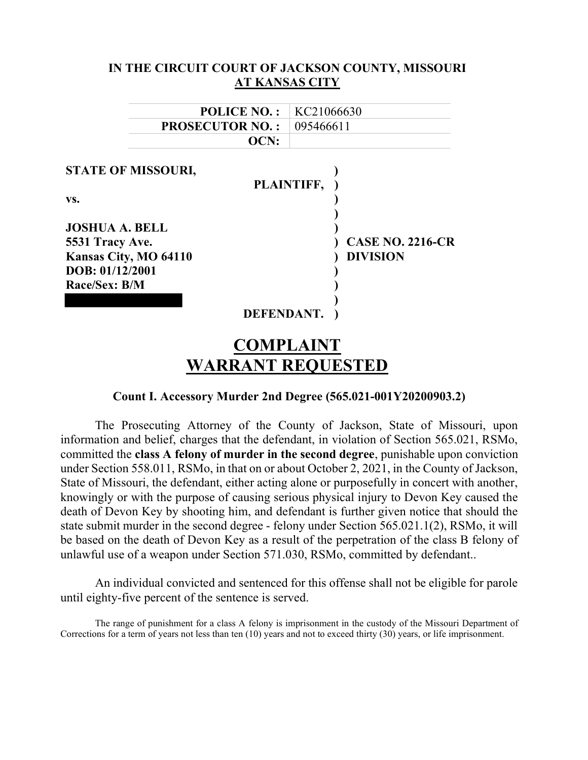**IN THE CIRCUIT COURT OF JACKSON COUNTY, MISSOURI**
**AT KANSAS CITY**

| | |
|---|---|
| **POLICE NO. :** | KC21066630 |
| **PROSECUTOR NO. :** | 095466611 |
| **OCN:** | |

**STATE OF MISSOURI,**

**PLAINTIFF,**

**vs.**

**JOSHUA A. BELL**
**5531 Tracy Ave.**
**Kansas City, MO 64110**
**DOB: 01/12/2001**
**Race/Sex: B/M**

**DEFENDANT.**

**CASE NO. 2216-CR**
**DIVISION**

# COMPLAINT
# WARRANT REQUESTED

**Count I. Accessory Murder 2nd Degree (565.021-001Y20200903.2)**

The Prosecuting Attorney of the County of Jackson, State of Missouri, upon information and belief, charges that the defendant, in violation of Section 565.021, RSMo, committed the **class A felony of murder in the second degree**, punishable upon conviction under Section 558.011, RSMo, in that on or about October 2, 2021, in the County of Jackson, State of Missouri, the defendant, either acting alone or purposefully in concert with another, knowingly or with the purpose of causing serious physical injury to Devon Key caused the death of Devon Key by shooting him, and defendant is further given notice that should the state submit murder in the second degree - felony under Section 565.021.1(2), RSMo, it will be based on the death of Devon Key as a result of the perpetration of the class B felony of unlawful use of a weapon under Section 571.030, RSMo, committed by defendant..

An individual convicted and sentenced for this offense shall not be eligible for parole until eighty-five percent of the sentence is served.

The range of punishment for a class A felony is imprisonment in the custody of the Missouri Department of Corrections for a term of years not less than ten (10) years and not to exceed thirty (30) years, or life imprisonment.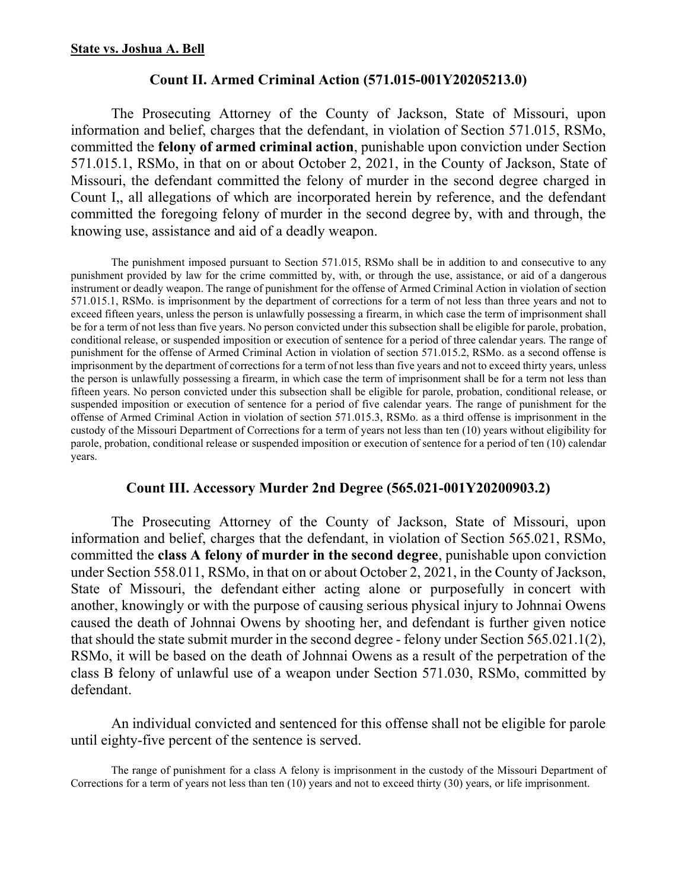**State vs. Joshua A. Bell**

## Count II. Armed Criminal Action (571.015-001Y20205213.0)

The Prosecuting Attorney of the County of Jackson, State of Missouri, upon information and belief, charges that the defendant, in violation of Section 571.015, RSMo, committed the **felony of armed criminal action**, punishable upon conviction under Section 571.015.1, RSMo, in that on or about October 2, 2021, in the County of Jackson, State of Missouri, the defendant committed the felony of murder in the second degree charged in Count I,, all allegations of which are incorporated herein by reference, and the defendant committed the foregoing felony of murder in the second degree by, with and through, the knowing use, assistance and aid of a deadly weapon.

The punishment imposed pursuant to Section 571.015, RSMo shall be in addition to and consecutive to any punishment provided by law for the crime committed by, with, or through the use, assistance, or aid of a dangerous instrument or deadly weapon. The range of punishment for the offense of Armed Criminal Action in violation of section 571.015.1, RSMo. is imprisonment by the department of corrections for a term of not less than three years and not to exceed fifteen years, unless the person is unlawfully possessing a firearm, in which case the term of imprisonment shall be for a term of not less than five years. No person convicted under this subsection shall be eligible for parole, probation, conditional release, or suspended imposition or execution of sentence for a period of three calendar years. The range of punishment for the offense of Armed Criminal Action in violation of section 571.015.2, RSMo. as a second offense is imprisonment by the department of corrections for a term of not less than five years and not to exceed thirty years, unless the person is unlawfully possessing a firearm, in which case the term of imprisonment shall be for a term not less than fifteen years. No person convicted under this subsection shall be eligible for parole, probation, conditional release, or suspended imposition or execution of sentence for a period of five calendar years. The range of punishment for the offense of Armed Criminal Action in violation of section 571.015.3, RSMo. as a third offense is imprisonment in the custody of the Missouri Department of Corrections for a term of years not less than ten (10) years without eligibility for parole, probation, conditional release or suspended imposition or execution of sentence for a period of ten (10) calendar years.

## Count III. Accessory Murder 2nd Degree (565.021-001Y20200903.2)

The Prosecuting Attorney of the County of Jackson, State of Missouri, upon information and belief, charges that the defendant, in violation of Section 565.021, RSMo, committed the **class A felony of murder in the second degree**, punishable upon conviction under Section 558.011, RSMo, in that on or about October 2, 2021, in the County of Jackson, State of Missouri, the defendant either acting alone or purposefully in concert with another, knowingly or with the purpose of causing serious physical injury to Johnnai Owens caused the death of Johnnai Owens by shooting her, and defendant is further given notice that should the state submit murder in the second degree - felony under Section 565.021.1(2), RSMo, it will be based on the death of Johnnai Owens as a result of the perpetration of the class B felony of unlawful use of a weapon under Section 571.030, RSMo, committed by defendant.

An individual convicted and sentenced for this offense shall not be eligible for parole until eighty-five percent of the sentence is served.

The range of punishment for a class A felony is imprisonment in the custody of the Missouri Department of Corrections for a term of years not less than ten (10) years and not to exceed thirty (30) years, or life imprisonment.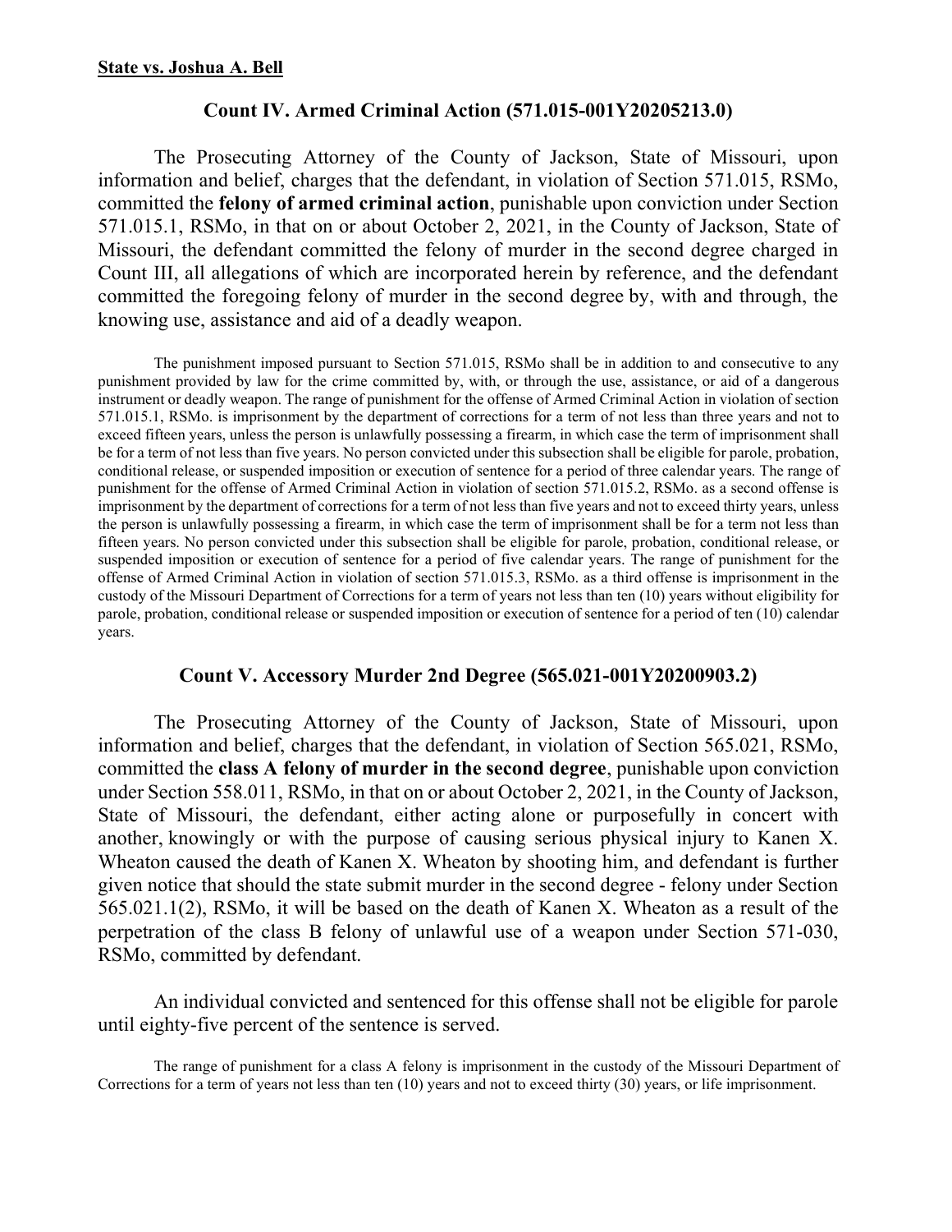**State vs. Joshua A. Bell**

### Count IV. Armed Criminal Action (571.015-001Y20205213.0)

The Prosecuting Attorney of the County of Jackson, State of Missouri, upon information and belief, charges that the defendant, in violation of Section 571.015, RSMo, committed the **felony of armed criminal action**, punishable upon conviction under Section 571.015.1, RSMo, in that on or about October 2, 2021, in the County of Jackson, State of Missouri, the defendant committed the felony of murder in the second degree charged in Count III, all allegations of which are incorporated herein by reference, and the defendant committed the foregoing felony of murder in the second degree by, with and through, the knowing use, assistance and aid of a deadly weapon.

The punishment imposed pursuant to Section 571.015, RSMo shall be in addition to and consecutive to any punishment provided by law for the crime committed by, with, or through the use, assistance, or aid of a dangerous instrument or deadly weapon. The range of punishment for the offense of Armed Criminal Action in violation of section 571.015.1, RSMo. is imprisonment by the department of corrections for a term of not less than three years and not to exceed fifteen years, unless the person is unlawfully possessing a firearm, in which case the term of imprisonment shall be for a term of not less than five years. No person convicted under this subsection shall be eligible for parole, probation, conditional release, or suspended imposition or execution of sentence for a period of three calendar years. The range of punishment for the offense of Armed Criminal Action in violation of section 571.015.2, RSMo. as a second offense is imprisonment by the department of corrections for a term of not less than five years and not to exceed thirty years, unless the person is unlawfully possessing a firearm, in which case the term of imprisonment shall be for a term not less than fifteen years. No person convicted under this subsection shall be eligible for parole, probation, conditional release, or suspended imposition or execution of sentence for a period of five calendar years. The range of punishment for the offense of Armed Criminal Action in violation of section 571.015.3, RSMo. as a third offense is imprisonment in the custody of the Missouri Department of Corrections for a term of years not less than ten (10) years without eligibility for parole, probation, conditional release or suspended imposition or execution of sentence for a period of ten (10) calendar years.

### Count V. Accessory Murder 2nd Degree (565.021-001Y20200903.2)

The Prosecuting Attorney of the County of Jackson, State of Missouri, upon information and belief, charges that the defendant, in violation of Section 565.021, RSMo, committed the **class A felony of murder in the second degree**, punishable upon conviction under Section 558.011, RSMo, in that on or about October 2, 2021, in the County of Jackson, State of Missouri, the defendant, either acting alone or purposefully in concert with another, knowingly or with the purpose of causing serious physical injury to Kanen X. Wheaton caused the death of Kanen X. Wheaton by shooting him, and defendant is further given notice that should the state submit murder in the second degree - felony under Section 565.021.1(2), RSMo, it will be based on the death of Kanen X. Wheaton as a result of the perpetration of the class B felony of unlawful use of a weapon under Section 571-030, RSMo, committed by defendant.

An individual convicted and sentenced for this offense shall not be eligible for parole until eighty-five percent of the sentence is served.

The range of punishment for a class A felony is imprisonment in the custody of the Missouri Department of Corrections for a term of years not less than ten (10) years and not to exceed thirty (30) years, or life imprisonment.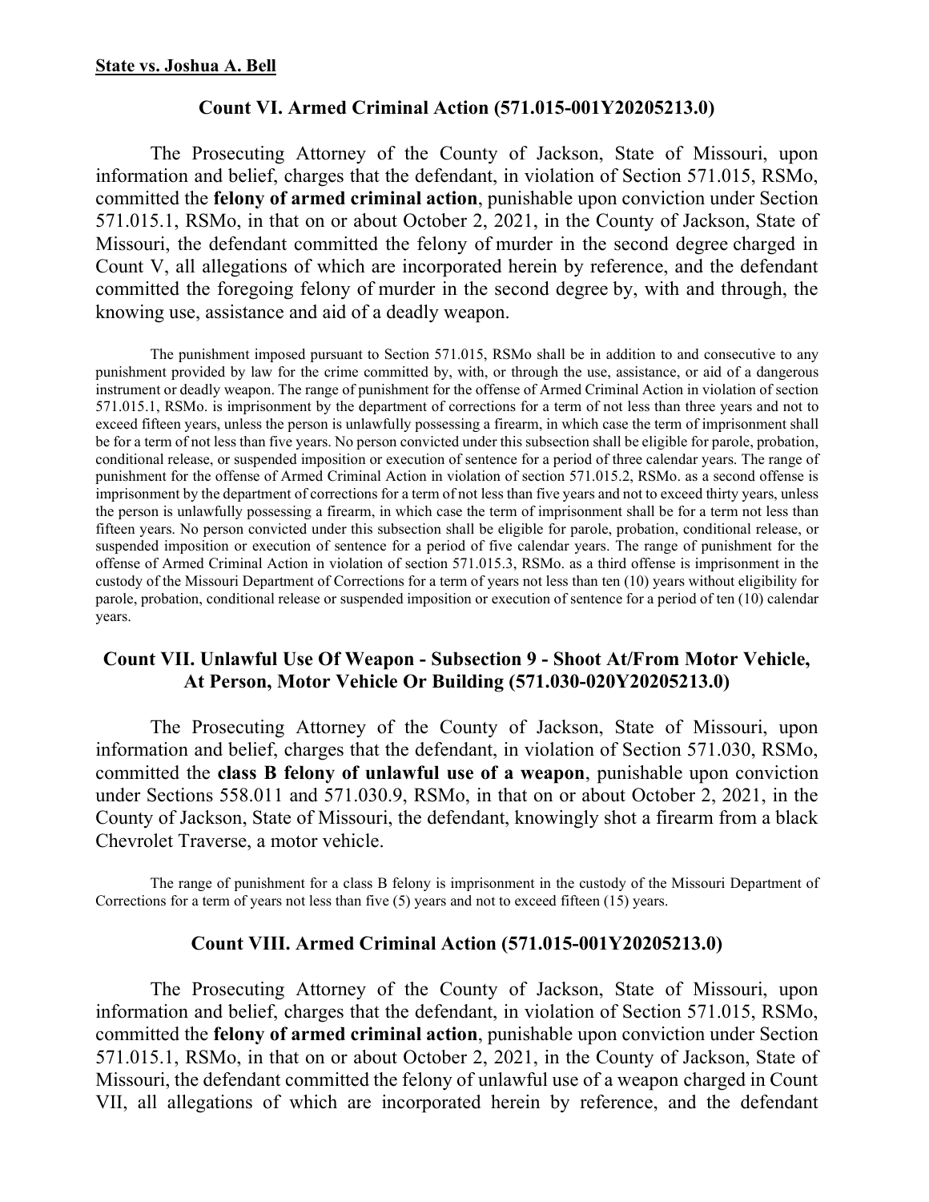**State vs. Joshua A. Bell**

### Count VI. Armed Criminal Action (571.015-001Y20205213.0)

The Prosecuting Attorney of the County of Jackson, State of Missouri, upon information and belief, charges that the defendant, in violation of Section 571.015, RSMo, committed the **felony of armed criminal action**, punishable upon conviction under Section 571.015.1, RSMo, in that on or about October 2, 2021, in the County of Jackson, State of Missouri, the defendant committed the felony of murder in the second degree charged in Count V, all allegations of which are incorporated herein by reference, and the defendant committed the foregoing felony of murder in the second degree by, with and through, the knowing use, assistance and aid of a deadly weapon.

The punishment imposed pursuant to Section 571.015, RSMo shall be in addition to and consecutive to any punishment provided by law for the crime committed by, with, or through the use, assistance, or aid of a dangerous instrument or deadly weapon. The range of punishment for the offense of Armed Criminal Action in violation of section 571.015.1, RSMo. is imprisonment by the department of corrections for a term of not less than three years and not to exceed fifteen years, unless the person is unlawfully possessing a firearm, in which case the term of imprisonment shall be for a term of not less than five years. No person convicted under this subsection shall be eligible for parole, probation, conditional release, or suspended imposition or execution of sentence for a period of three calendar years. The range of punishment for the offense of Armed Criminal Action in violation of section 571.015.2, RSMo. as a second offense is imprisonment by the department of corrections for a term of not less than five years and not to exceed thirty years, unless the person is unlawfully possessing a firearm, in which case the term of imprisonment shall be for a term not less than fifteen years. No person convicted under this subsection shall be eligible for parole, probation, conditional release, or suspended imposition or execution of sentence for a period of five calendar years. The range of punishment for the offense of Armed Criminal Action in violation of section 571.015.3, RSMo. as a third offense is imprisonment in the custody of the Missouri Department of Corrections for a term of years not less than ten (10) years without eligibility for parole, probation, conditional release or suspended imposition or execution of sentence for a period of ten (10) calendar years.

### Count VII. Unlawful Use Of Weapon - Subsection 9 - Shoot At/From Motor Vehicle, At Person, Motor Vehicle Or Building (571.030-020Y20205213.0)

The Prosecuting Attorney of the County of Jackson, State of Missouri, upon information and belief, charges that the defendant, in violation of Section 571.030, RSMo, committed the **class B felony of unlawful use of a weapon**, punishable upon conviction under Sections 558.011 and 571.030.9, RSMo, in that on or about October 2, 2021, in the County of Jackson, State of Missouri, the defendant, knowingly shot a firearm from a black Chevrolet Traverse, a motor vehicle.

The range of punishment for a class B felony is imprisonment in the custody of the Missouri Department of Corrections for a term of years not less than five (5) years and not to exceed fifteen (15) years.

### Count VIII. Armed Criminal Action (571.015-001Y20205213.0)

The Prosecuting Attorney of the County of Jackson, State of Missouri, upon information and belief, charges that the defendant, in violation of Section 571.015, RSMo, committed the **felony of armed criminal action**, punishable upon conviction under Section 571.015.1, RSMo, in that on or about October 2, 2021, in the County of Jackson, State of Missouri, the defendant committed the felony of unlawful use of a weapon charged in Count VII, all allegations of which are incorporated herein by reference, and the defendant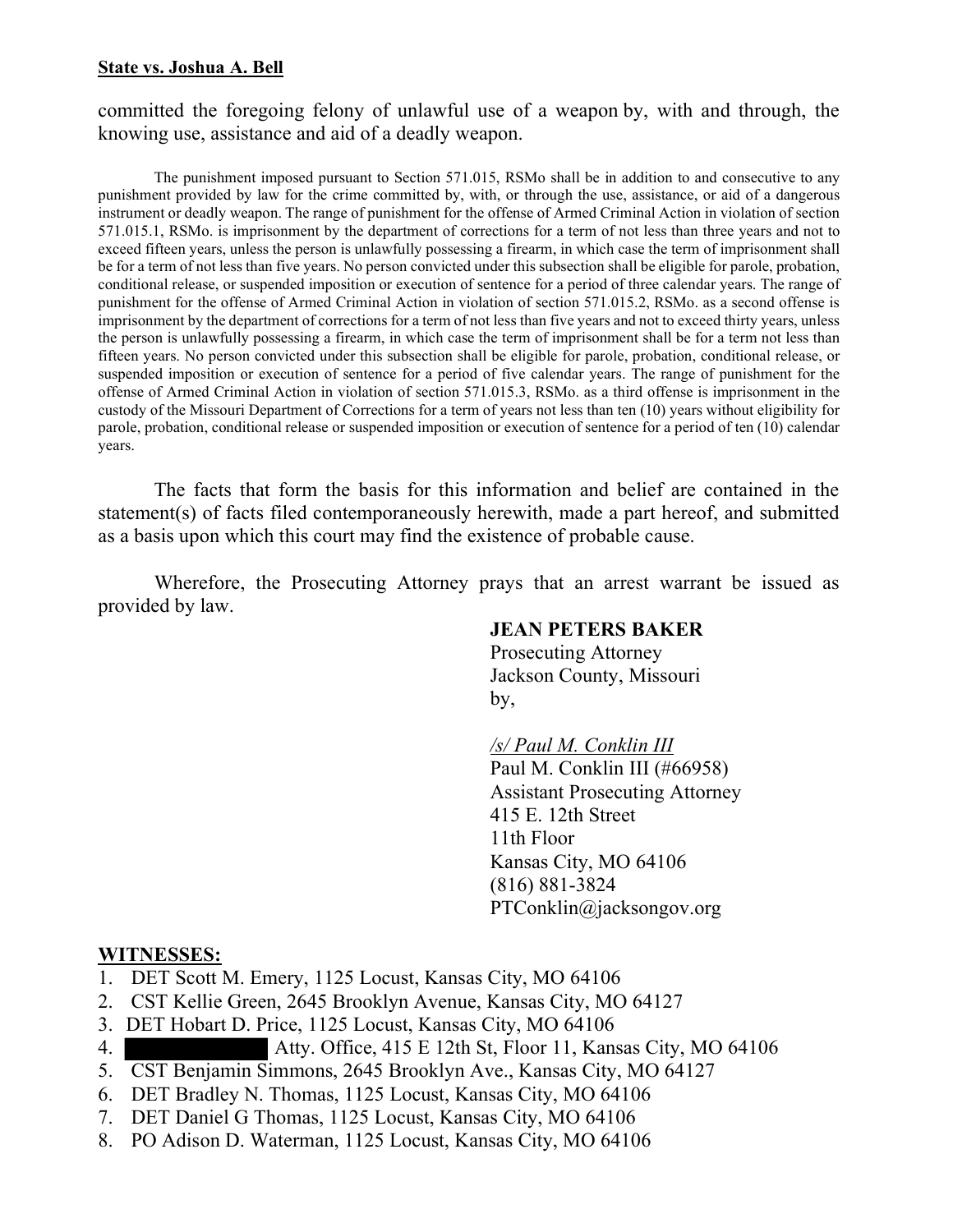committed the foregoing felony of unlawful use of a weapon by, with and through, the knowing use, assistance and aid of a deadly weapon.

The punishment imposed pursuant to Section 571.015, RSMo shall be in addition to and consecutive to any punishment provided by law for the crime committed by, with, or through the use, assistance, or aid of a dangerous instrument or deadly weapon. The range of punishment for the offense of Armed Criminal Action in violation of section 571.015.1, RSMo. is imprisonment by the department of corrections for a term of not less than three years and not to exceed fifteen years, unless the person is unlawfully possessing a firearm, in which case the term of imprisonment shall be for a term of not less than five years. No person convicted under this subsection shall be eligible for parole, probation, conditional release, or suspended imposition or execution of sentence for a period of three calendar years. The range of punishment for the offense of Armed Criminal Action in violation of section 571.015.2, RSMo. as a second offense is imprisonment by the department of corrections for a term of not less than five years and not to exceed thirty years, unless the person is unlawfully possessing a firearm, in which case the term of imprisonment shall be for a term not less than fifteen years. No person convicted under this subsection shall be eligible for parole, probation, conditional release, or suspended imposition or execution of sentence for a period of five calendar years. The range of punishment for the offense of Armed Criminal Action in violation of section 571.015.3, RSMo. as a third offense is imprisonment in the custody of the Missouri Department of Corrections for a term of years not less than ten (10) years without eligibility for parole, probation, conditional release or suspended imposition or execution of sentence for a period of ten (10) calendar years.

The facts that form the basis for this information and belief are contained in the statement(s) of facts filed contemporaneously herewith, made a part hereof, and submitted as a basis upon which this court may find the existence of probable cause.

Wherefore, the Prosecuting Attorney prays that an arrest warrant be issued as provided by law.

**JEAN PETERS BAKER**
Prosecuting Attorney
Jackson County, Missouri
by,

*/s/ Paul M. Conklin III*
Paul M. Conklin III (#66958)
Assistant Prosecuting Attorney
415 E. 12th Street
11th Floor
Kansas City, MO 64106
(816) 881-3824
PTConklin@jacksongov.org

**WITNESSES:**

1. DET Scott M. Emery, 1125 Locust, Kansas City, MO 64106
2. CST Kellie Green, 2645 Brooklyn Avenue, Kansas City, MO 64127
3. DET Hobart D. Price, 1125 Locust, Kansas City, MO 64106
4. [REDACTED] Atty. Office, 415 E 12th St, Floor 11, Kansas City, MO 64106
5. CST Benjamin Simmons, 2645 Brooklyn Ave., Kansas City, MO 64127
6. DET Bradley N. Thomas, 1125 Locust, Kansas City, MO 64106
7. DET Daniel G Thomas, 1125 Locust, Kansas City, MO 64106
8. PO Adison D. Waterman, 1125 Locust, Kansas City, MO 64106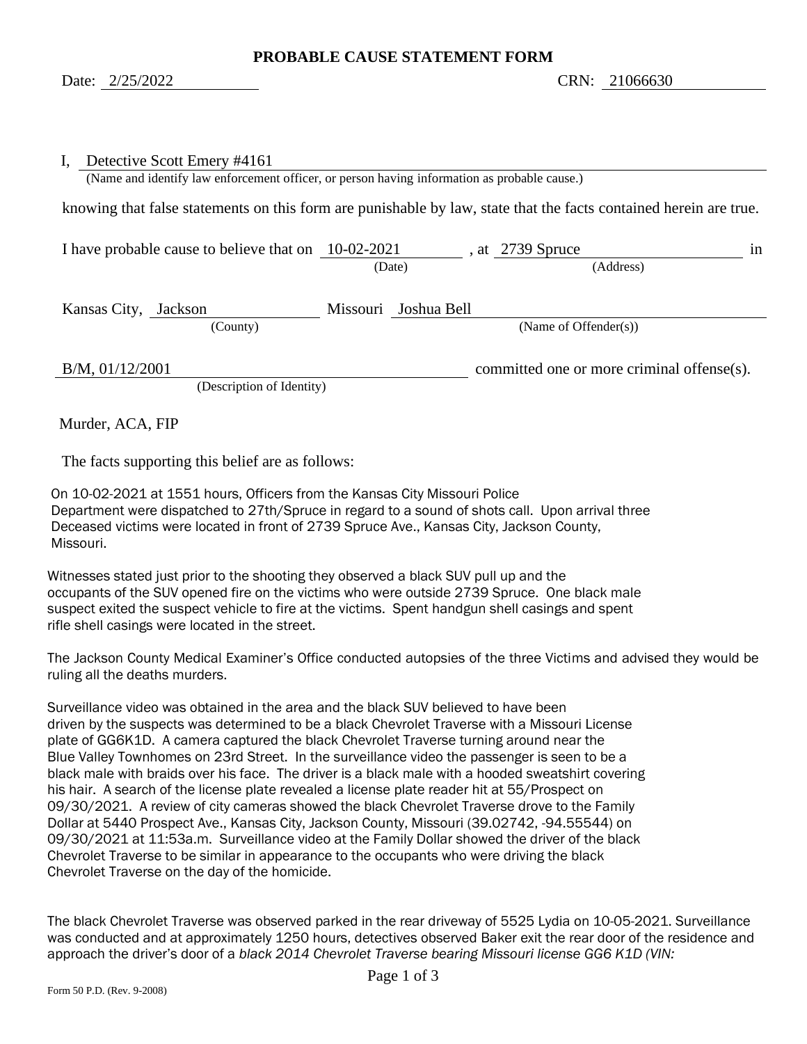# PROBABLE CAUSE STATEMENT FORM

Date: 2/25/2022 CRN: 21066630

I, Detective Scott Emery #4161
(Name and identify law enforcement officer, or person having information as probable cause.)

knowing that false statements on this form are punishable by law, state that the facts contained herein are true.

I have probable cause to believe that on 10-02-2021 (Date), at 2739 Spruce (Address) in

Kansas City, Jackson (County) Missouri Joshua Bell (Name of Offender(s))

B/M, 01/12/2001 (Description of Identity) committed one or more criminal offense(s).

Murder, ACA, FIP

The facts supporting this belief are as follows:

On 10-02-2021 at 1551 hours, Officers from the Kansas City Missouri Police Department were dispatched to 27th/Spruce in regard to a sound of shots call. Upon arrival three Deceased victims were located in front of 2739 Spruce Ave., Kansas City, Jackson County, Missouri.

Witnesses stated just prior to the shooting they observed a black SUV pull up and the occupants of the SUV opened fire on the victims who were outside 2739 Spruce. One black male suspect exited the suspect vehicle to fire at the victims. Spent handgun shell casings and spent rifle shell casings were located in the street.

The Jackson County Medical Examiner's Office conducted autopsies of the three Victims and advised they would be ruling all the deaths murders.

Surveillance video was obtained in the area and the black SUV believed to have been driven by the suspects was determined to be a black Chevrolet Traverse with a Missouri License plate of GG6K1D. A camera captured the black Chevrolet Traverse turning around near the Blue Valley Townhomes on 23rd Street. In the surveillance video the passenger is seen to be a black male with braids over his face. The driver is a black male with a hooded sweatshirt covering his hair. A search of the license plate revealed a license plate reader hit at 55/Prospect on 09/30/2021. A review of city cameras showed the black Chevrolet Traverse drove to the Family Dollar at 5440 Prospect Ave., Kansas City, Jackson County, Missouri (39.02742, -94.55544) on 09/30/2021 at 11:53a.m. Surveillance video at the Family Dollar showed the driver of the black Chevrolet Traverse to be similar in appearance to the occupants who were driving the black Chevrolet Traverse on the day of the homicide.

The black Chevrolet Traverse was observed parked in the rear driveway of 5525 Lydia on 10-05-2021. Surveillance was conducted and at approximately 1250 hours, detectives observed Baker exit the rear door of the residence and approach the driver's door of a *black 2014 Chevrolet Traverse bearing Missouri license GG6 K1D (VIN:*

Form 50 P.D. (Rev. 9-2008)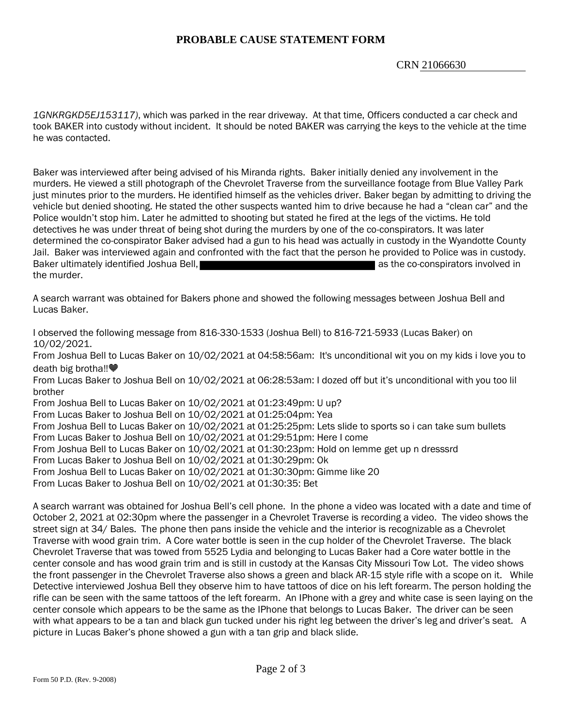# PROBABLE CAUSE STATEMENT FORM

CRN 21066630

*1GNKRGKD5EJ153117)*, which was parked in the rear driveway. At that time, Officers conducted a car check and took BAKER into custody without incident. It should be noted BAKER was carrying the keys to the vehicle at the time he was contacted.

Baker was interviewed after being advised of his Miranda rights. Baker initially denied any involvement in the murders. He viewed a still photograph of the Chevrolet Traverse from the surveillance footage from Blue Valley Park just minutes prior to the murders. He identified himself as the vehicles driver. Baker began by admitting to driving the vehicle but denied shooting. He stated the other suspects wanted him to drive because he had a "clean car" and the Police wouldn't stop him. Later he admitted to shooting but stated he fired at the legs of the victims. He told detectives he was under threat of being shot during the murders by one of the co-conspirators. It was later determined the co-conspirator Baker advised had a gun to his head was actually in custody in the Wyandotte County Jail. Baker was interviewed again and confronted with the fact that the person he provided to Police was in custody. Baker ultimately identified Joshua Bell, [REDACTED] as the co-conspirators involved in the murder.

A search warrant was obtained for Bakers phone and showed the following messages between Joshua Bell and Lucas Baker.

I observed the following message from 816-330-1533 (Joshua Bell) to 816-721-5933 (Lucas Baker) on 10/02/2021.

From Joshua Bell to Lucas Baker on 10/02/2021 at 04:58:56am: It's unconditional wit you on my kids i love you to death big brotha!!🖤
From Lucas Baker to Joshua Bell on 10/02/2021 at 06:28:53am: I dozed off but it's unconditional with you too lil brother
From Joshua Bell to Lucas Baker on 10/02/2021 at 01:23:49pm: U up?
From Lucas Baker to Joshua Bell on 10/02/2021 at 01:25:04pm: Yea
From Joshua Bell to Lucas Baker on 10/02/2021 at 01:25:25pm: Lets slide to sports so i can take sum bullets
From Lucas Baker to Joshua Bell on 10/02/2021 at 01:29:51pm: Here I come
From Joshua Bell to Lucas Baker on 10/02/2021 at 01:30:23pm: Hold on lemme get up n dresssrd
From Lucas Baker to Joshua Bell on 10/02/2021 at 01:30:29pm: Ok
From Joshua Bell to Lucas Baker on 10/02/2021 at 01:30:30pm: Gimme like 20
From Lucas Baker to Joshua Bell on 10/02/2021 at 01:30:35: Bet

A search warrant was obtained for Joshua Bell's cell phone. In the phone a video was located with a date and time of October 2, 2021 at 02:30pm where the passenger in a Chevrolet Traverse is recording a video. The video shows the street sign at 34/ Bales. The phone then pans inside the vehicle and the interior is recognizable as a Chevrolet Traverse with wood grain trim. A Core water bottle is seen in the cup holder of the Chevrolet Traverse. The black Chevrolet Traverse that was towed from 5525 Lydia and belonging to Lucas Baker had a Core water bottle in the center console and has wood grain trim and is still in custody at the Kansas City Missouri Tow Lot. The video shows the front passenger in the Chevrolet Traverse also shows a green and black AR-15 style rifle with a scope on it. While Detective interviewed Joshua Bell they observe him to have tattoos of dice on his left forearm. The person holding the rifle can be seen with the same tattoos of the left forearm. An IPhone with a grey and white case is seen laying on the center console which appears to be the same as the IPhone that belongs to Lucas Baker. The driver can be seen with what appears to be a tan and black gun tucked under his right leg between the driver's leg and driver's seat. A picture in Lucas Baker's phone showed a gun with a tan grip and black slide.

Form 50 P.D. (Rev. 9-2008)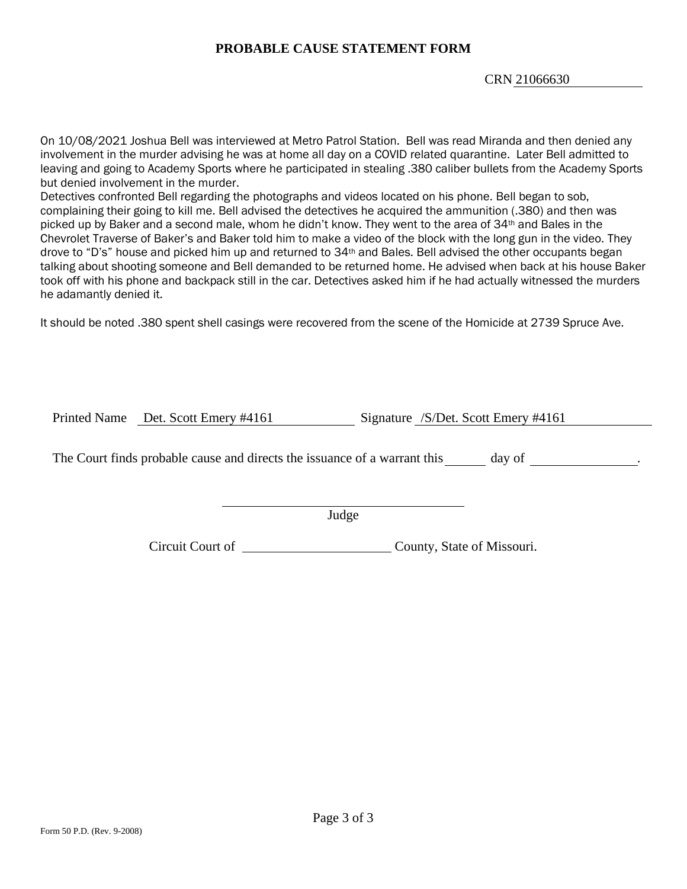**PROBABLE CAUSE STATEMENT FORM**

CRN 21066630

On 10/08/2021 Joshua Bell was interviewed at Metro Patrol Station. Bell was read Miranda and then denied any involvement in the murder advising he was at home all day on a COVID related quarantine. Later Bell admitted to leaving and going to Academy Sports where he participated in stealing .380 caliber bullets from the Academy Sports but denied involvement in the murder.

Detectives confronted Bell regarding the photographs and videos located on his phone. Bell began to sob, complaining their going to kill me. Bell advised the detectives he acquired the ammunition (.380) and then was picked up by Baker and a second male, whom he didn't know. They went to the area of 34th and Bales in the Chevrolet Traverse of Baker's and Baker told him to make a video of the block with the long gun in the video. They drove to "D's" house and picked him up and returned to 34th and Bales. Bell advised the other occupants began talking about shooting someone and Bell demanded to be returned home. He advised when back at his house Baker took off with his phone and backpack still in the car. Detectives asked him if he had actually witnessed the murders he adamantly denied it.

It should be noted .380 spent shell casings were recovered from the scene of the Homicide at 2739 Spruce Ave.

Printed Name Det. Scott Emery #4161 Signature /S/Det. Scott Emery #4161

The Court finds probable cause and directs the issuance of a warrant this \_\_\_\_\_\_ day of \_\_\_\_\_\_\_\_\_\_\_\_\_\_\_\_.

\_\_\_\_\_\_\_\_\_\_\_\_\_\_\_\_\_\_\_\_\_\_\_\_\_\_\_\_\_\_\_\_\_\_\_\_\_\_
Judge

Circuit Court of \_\_\_\_\_\_\_\_\_\_\_\_\_\_\_\_\_\_\_\_\_\_ County, State of Missouri.

Form 50 P.D. (Rev. 9-2008)